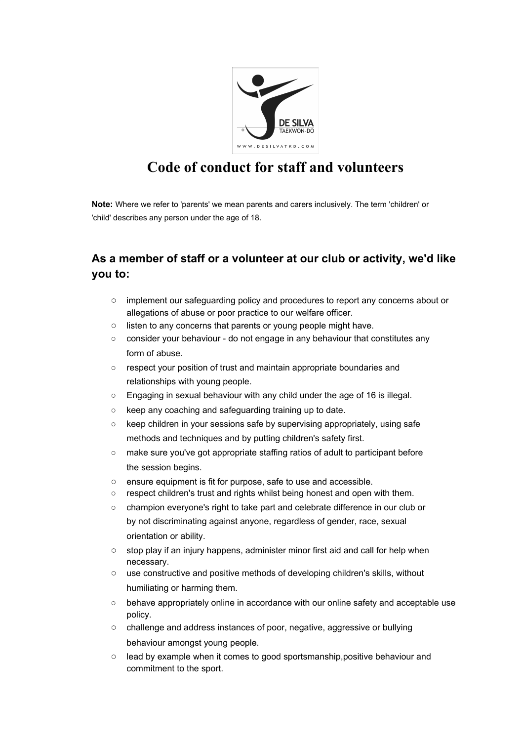# Code of conduct for staff and volunteers

**Note:** Where we refer to 'parents' we mean parents and carers inclusively. The term 'children' or 'child' describes any person under the age of 18.

## As a member of staff or a volunteer at our club or activity, we'd like you to:

- implement our safeguarding policy and procedures to report any concerns about or allegations of abuse or poor practice to our welfare officer.
- listen to any concerns that parents or young people might have.
- consider your behaviour - do not engage in any behaviour that constitutes any form of abuse.
- respect your position of trust and maintain appropriate boundaries and relationships with young people.
- Engaging in sexual behaviour with any child under the age of 16 is illegal.
- keep any coaching and safeguarding training up to date.
- keep children in your sessions safe by supervising appropriately, using safe methods and techniques and by putting children's safety first.
- make sure you've got appropriate staffing ratios of adult to participant before the session begins.
- ensure equipment is fit for purpose, safe to use and accessible.
- respect children's trust and rights whilst being honest and open with them.
- champion everyone's right to take part and celebrate difference in our club or by not discriminating against anyone, regardless of gender, race, sexual orientation or ability.
- stop play if an injury happens, administer minor first aid and call for help when necessary.
- use constructive and positive methods of developing children's skills, without humiliating or harming them.
- behave appropriately online in accordance with our online safety and acceptable use policy.
- challenge and address instances of poor, negative, aggressive or bullying behaviour amongst young people.
- lead by example when it comes to good sportsmanship,positive behaviour and commitment to the sport.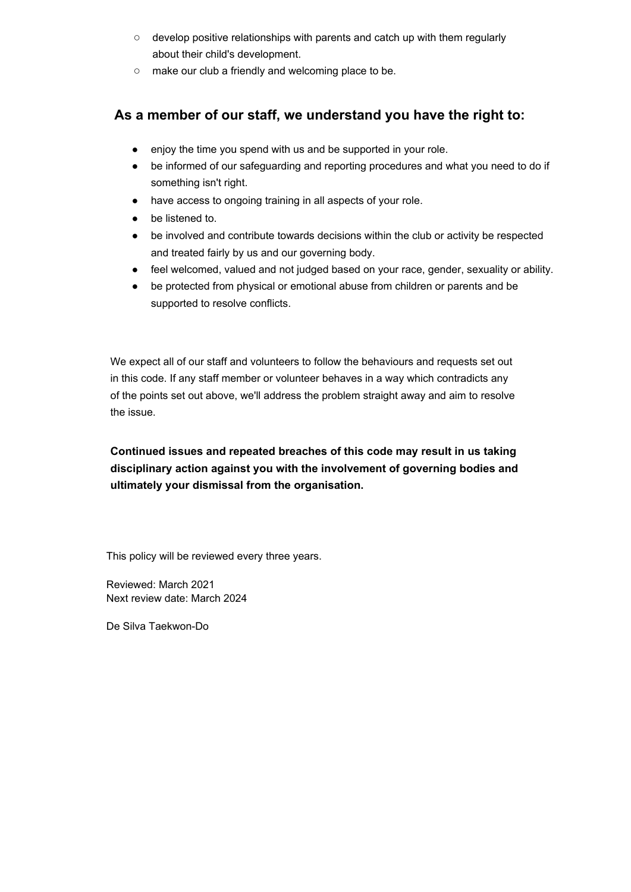- develop positive relationships with parents and catch up with them regularly about their child's development.
- make our club a friendly and welcoming place to be.

## As a member of our staff, we understand you have the right to:

- enjoy the time you spend with us and be supported in your role.
- be informed of our safeguarding and reporting procedures and what you need to do if something isn't right.
- have access to ongoing training in all aspects of your role.
- be listened to.
- be involved and contribute towards decisions within the club or activity be respected and treated fairly by us and our governing body.
- feel welcomed, valued and not judged based on your race, gender, sexuality or ability.
- be protected from physical or emotional abuse from children or parents and be supported to resolve conflicts.

We expect all of our staff and volunteers to follow the behaviours and requests set out in this code. If any staff member or volunteer behaves in a way which contradicts any of the points set out above, we'll address the problem straight away and aim to resolve the issue.

**Continued issues and repeated breaches of this code may result in us taking disciplinary action against you with the involvement of governing bodies and ultimately your dismissal from the organisation.**

This policy will be reviewed every three years.

Reviewed: March 2021
Next review date: March 2024

De Silva Taekwon-Do